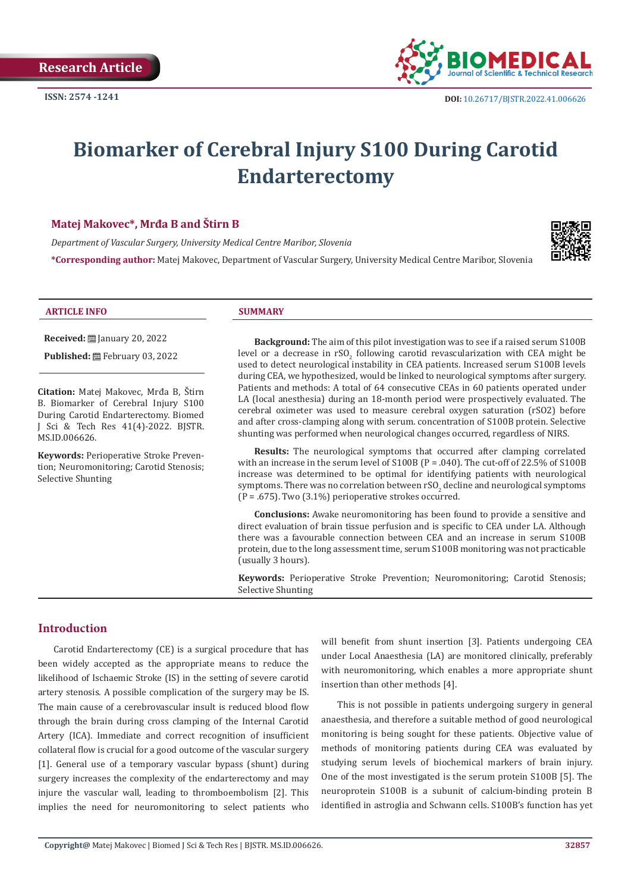Research Article

ISSN: 2574 -1241

DOI: 10.26717/BJSTR.2022.41.006626

# Biomarker of Cerebral Injury S100 During Carotid Endarterectomy

**Matej Makovec\*, Mrđa B and Štirn B**

*Department of Vascular Surgery, University Medical Centre Maribor, Slovenia*

**\*Corresponding author:** Matej Makovec, Department of Vascular Surgery, University Medical Centre Maribor, Slovenia

**ARTICLE INFO**

**Received:** January 20, 2022

**Published:** February 03, 2022

**Citation:** Matej Makovec, Mrđa B, Štirn B. Biomarker of Cerebral Injury S100 During Carotid Endarterectomy. Biomed J Sci & Tech Res 41(4)-2022. BJSTR. MS.ID.006626.

**Keywords:** Perioperative Stroke Prevention; Neuromonitoring; Carotid Stenosis; Selective Shunting

**SUMMARY**

**Background:** The aim of this pilot investigation was to see if a raised serum S100B level or a decrease in $rSO_2$ following carotid revascularization with CEA might be used to detect neurological instability in CEA patients. Increased serum S100B levels during CEA, we hypothesized, would be linked to neurological symptoms after surgery. Patients and methods: A total of 64 consecutive CEAs in 60 patients operated under LA (local anesthesia) during an 18-month period were prospectively evaluated. The cerebral oximeter was used to measure cerebral oxygen saturation (rSO2) before and after cross-clamping along with serum. concentration of S100B protein. Selective shunting was performed when neurological changes occurred, regardless of NIRS.

**Results:** The neurological symptoms that occurred after clamping correlated with an increase in the serum level of S100B (P = .040). The cut-off of 22.5% of S100B increase was determined to be optimal for identifying patients with neurological symptoms. There was no correlation between $rSO_2$ decline and neurological symptoms (P = .675). Two (3.1%) perioperative strokes occurred.

**Conclusions:** Awake neuromonitoring has been found to provide a sensitive and direct evaluation of brain tissue perfusion and is specific to CEA under LA. Although there was a favourable connection between CEA and an increase in serum S100B protein, due to the long assessment time, serum S100B monitoring was not practicable (usually 3 hours).

**Keywords:** Perioperative Stroke Prevention; Neuromonitoring; Carotid Stenosis; Selective Shunting

## Introduction

Carotid Endarterectomy (CE) is a surgical procedure that has been widely accepted as the appropriate means to reduce the likelihood of Ischaemic Stroke (IS) in the setting of severe carotid artery stenosis. A possible complication of the surgery may be IS. The main cause of a cerebrovascular insult is reduced blood flow through the brain during cross clamping of the Internal Carotid Artery (ICA). Immediate and correct recognition of insufficient collateral flow is crucial for a good outcome of the vascular surgery [1]. General use of a temporary vascular bypass (shunt) during surgery increases the complexity of the endarterectomy and may injure the vascular wall, leading to thromboembolism [2]. This implies the need for neuromonitoring to select patients who will benefit from shunt insertion [3]. Patients undergoing CEA under Local Anaesthesia (LA) are monitored clinically, preferably with neuromonitoring, which enables a more appropriate shunt insertion than other methods [4].

This is not possible in patients undergoing surgery in general anaesthesia, and therefore a suitable method of good neurological monitoring is being sought for these patients. Objective value of methods of monitoring patients during CEA was evaluated by studying serum levels of biochemical markers of brain injury. One of the most investigated is the serum protein S100B [5]. The neuroprotein S100B is a subunit of calcium-binding protein B identified in astroglia and Schwann cells. S100B's function has yet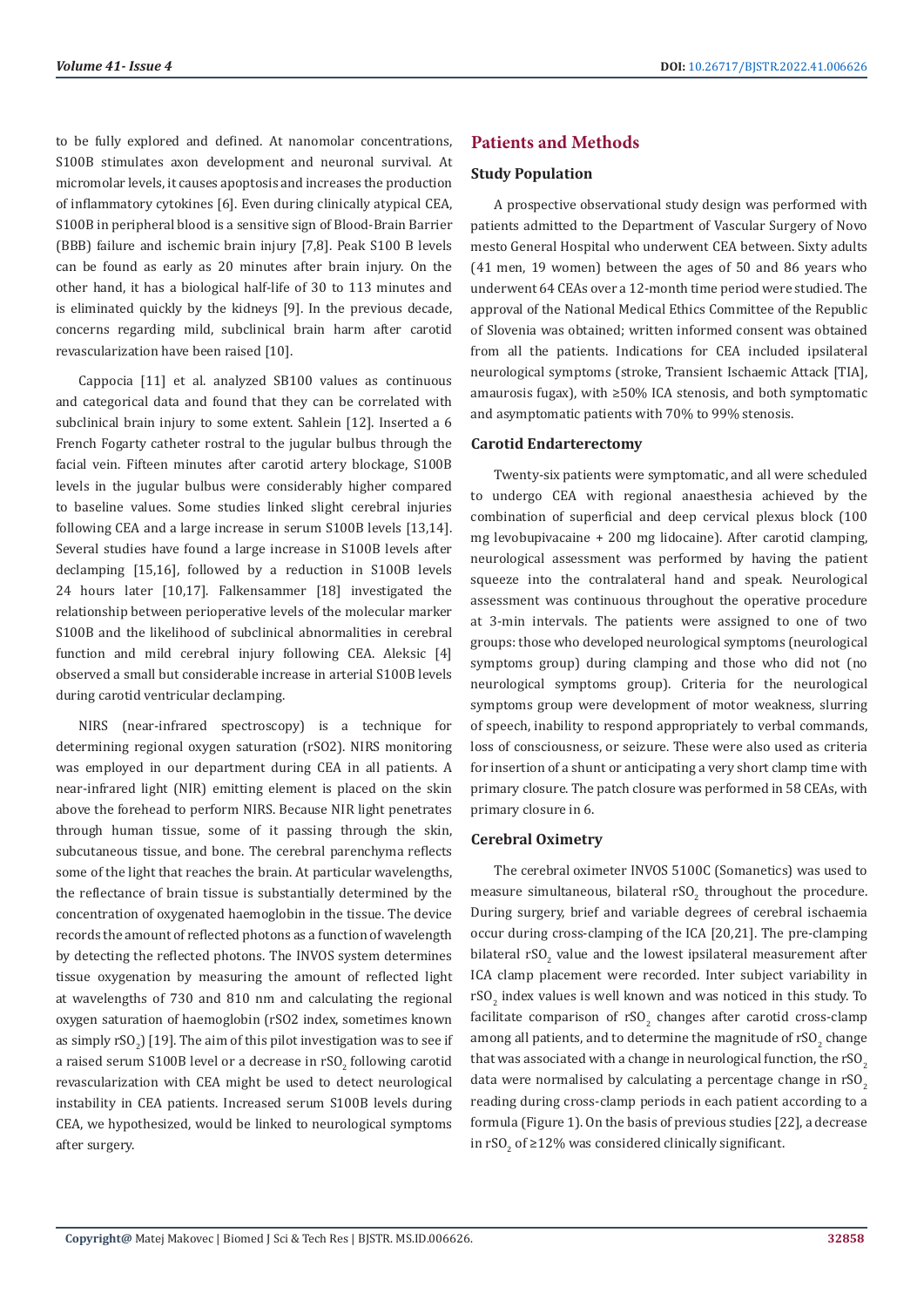to be fully explored and defined. At nanomolar concentrations, S100B stimulates axon development and neuronal survival. At micromolar levels, it causes apoptosis and increases the production of inflammatory cytokines [6]. Even during clinically atypical CEA, S100B in peripheral blood is a sensitive sign of Blood-Brain Barrier (BBB) failure and ischemic brain injury [7,8]. Peak S100 B levels can be found as early as 20 minutes after brain injury. On the other hand, it has a biological half-life of 30 to 113 minutes and is eliminated quickly by the kidneys [9]. In the previous decade, concerns regarding mild, subclinical brain harm after carotid revascularization have been raised [10].

Cappocia [11] et al. analyzed SB100 values as continuous and categorical data and found that they can be correlated with subclinical brain injury to some extent. Sahlein [12]. Inserted a 6 French Fogarty catheter rostral to the jugular bulbus through the facial vein. Fifteen minutes after carotid artery blockage, S100B levels in the jugular bulbus were considerably higher compared to baseline values. Some studies linked slight cerebral injuries following CEA and a large increase in serum S100B levels [13,14]. Several studies have found a large increase in S100B levels after declamping [15,16], followed by a reduction in S100B levels 24 hours later [10,17]. Falkensammer [18] investigated the relationship between perioperative levels of the molecular marker S100B and the likelihood of subclinical abnormalities in cerebral function and mild cerebral injury following CEA. Aleksic [4] observed a small but considerable increase in arterial S100B levels during carotid ventricular declamping.

NIRS (near-infrared spectroscopy) is a technique for determining regional oxygen saturation (rSO2). NIRS monitoring was employed in our department during CEA in all patients. A near-infrared light (NIR) emitting element is placed on the skin above the forehead to perform NIRS. Because NIR light penetrates through human tissue, some of it passing through the skin, subcutaneous tissue, and bone. The cerebral parenchyma reflects some of the light that reaches the brain. At particular wavelengths, the reflectance of brain tissue is substantially determined by the concentration of oxygenated haemoglobin in the tissue. The device records the amount of reflected photons as a function of wavelength by detecting the reflected photons. The INVOS system determines tissue oxygenation by measuring the amount of reflected light at wavelengths of 730 and 810 nm and calculating the regional oxygen saturation of haemoglobin (rSO2 index, sometimes known as simply $rSO_2$) [19]. The aim of this pilot investigation was to see if a raised serum S100B level or a decrease in $rSO_2$ following carotid revascularization with CEA might be used to detect neurological instability in CEA patients. Increased serum S100B levels during CEA, we hypothesized, would be linked to neurological symptoms after surgery.

## Patients and Methods

### Study Population

A prospective observational study design was performed with patients admitted to the Department of Vascular Surgery of Novo mesto General Hospital who underwent CEA between. Sixty adults (41 men, 19 women) between the ages of 50 and 86 years who underwent 64 CEAs over a 12-month time period were studied. The approval of the National Medical Ethics Committee of the Republic of Slovenia was obtained; written informed consent was obtained from all the patients. Indications for CEA included ipsilateral neurological symptoms (stroke, Transient Ischaemic Attack [TIA], amaurosis fugax), with ≥50% ICA stenosis, and both symptomatic and asymptomatic patients with 70% to 99% stenosis.

### Carotid Endarterectomy

Twenty-six patients were symptomatic, and all were scheduled to undergo CEA with regional anaesthesia achieved by the combination of superficial and deep cervical plexus block (100 mg levobupivacaine + 200 mg lidocaine). After carotid clamping, neurological assessment was performed by having the patient squeeze into the contralateral hand and speak. Neurological assessment was continuous throughout the operative procedure at 3-min intervals. The patients were assigned to one of two groups: those who developed neurological symptoms (neurological symptoms group) during clamping and those who did not (no neurological symptoms group). Criteria for the neurological symptoms group were development of motor weakness, slurring of speech, inability to respond appropriately to verbal commands, loss of consciousness, or seizure. These were also used as criteria for insertion of a shunt or anticipating a very short clamp time with primary closure. The patch closure was performed in 58 CEAs, with primary closure in 6.

### Cerebral Oximetry

The cerebral oximeter INVOS 5100C (Somanetics) was used to measure simultaneous, bilateral $rSO_2$ throughout the procedure. During surgery, brief and variable degrees of cerebral ischaemia occur during cross-clamping of the ICA [20,21]. The pre-clamping bilateral $rSO_2$ value and the lowest ipsilateral measurement after ICA clamp placement were recorded. Inter subject variability in $rSO_2$ index values is well known and was noticed in this study. To facilitate comparison of $rSO_2$ changes after carotid cross-clamp among all patients, and to determine the magnitude of $rSO_2$ change that was associated with a change in neurological function, the $rSO_2$ data were normalised by calculating a percentage change in $rSO_2$ reading during cross-clamp periods in each patient according to a formula (Figure 1). On the basis of previous studies [22], a decrease in $rSO_2$ of ≥12% was considered clinically significant.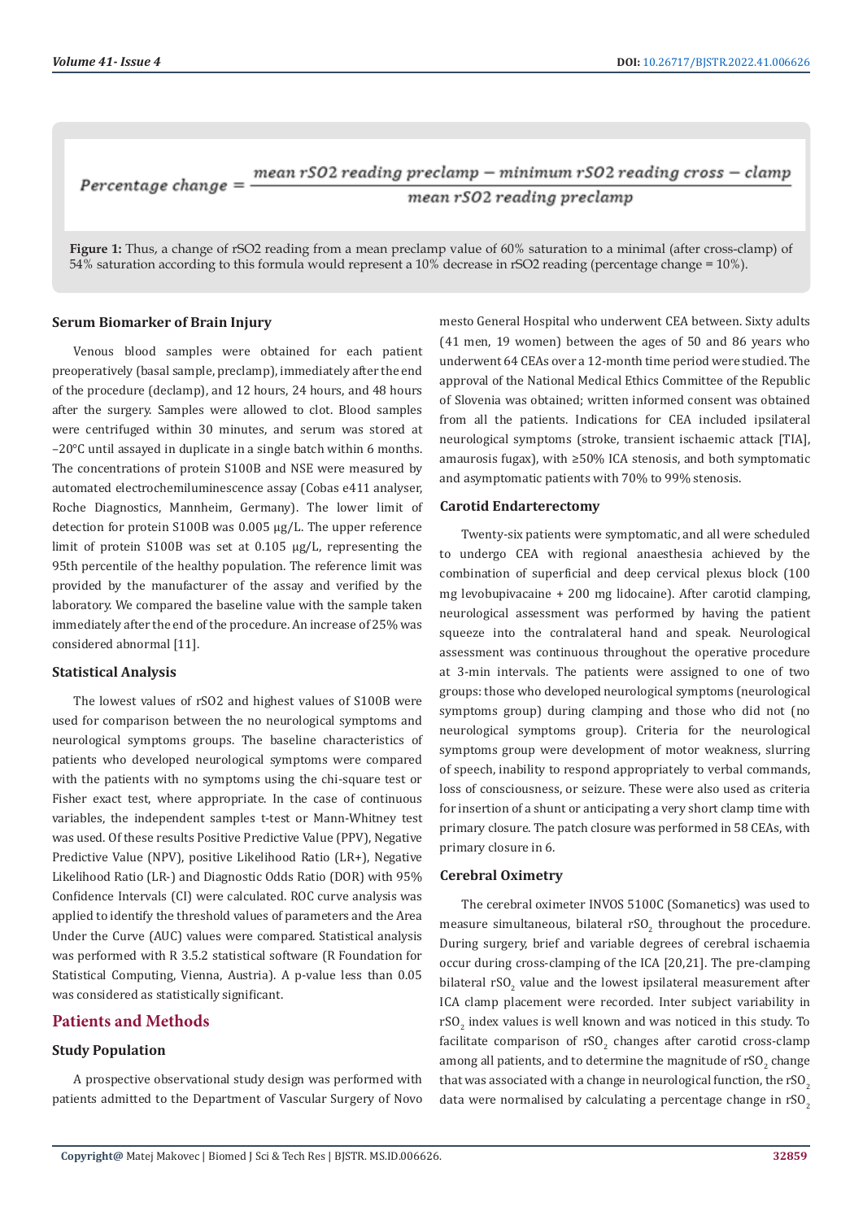$$Percentage\ change = \frac{mean\ rSO2\ reading\ preclamp - minimum\ rSO2\ reading\ cross - clamp}{mean\ rSO2\ reading\ preclamp}$$

**Figure 1:** Thus, a change of rSO2 reading from a mean preclamp value of 60% saturation to a minimal (after cross-clamp) of 54% saturation according to this formula would represent a 10% decrease in rSO2 reading (percentage change = 10%).

### Serum Biomarker of Brain Injury

Venous blood samples were obtained for each patient preoperatively (basal sample, preclamp), immediately after the end of the procedure (declamp), and 12 hours, 24 hours, and 48 hours after the surgery. Samples were allowed to clot. Blood samples were centrifuged within 30 minutes, and serum was stored at –20°C until assayed in duplicate in a single batch within 6 months. The concentrations of protein S100B and NSE were measured by automated electrochemiluminescence assay (Cobas e411 analyser, Roche Diagnostics, Mannheim, Germany). The lower limit of detection for protein S100B was 0.005 μg/L. The upper reference limit of protein S100B was set at 0.105 μg/L, representing the 95th percentile of the healthy population. The reference limit was provided by the manufacturer of the assay and verified by the laboratory. We compared the baseline value with the sample taken immediately after the end of the procedure. An increase of 25% was considered abnormal [11].

### Statistical Analysis

The lowest values of rSO2 and highest values of S100B were used for comparison between the no neurological symptoms and neurological symptoms groups. The baseline characteristics of patients who developed neurological symptoms were compared with the patients with no symptoms using the chi-square test or Fisher exact test, where appropriate. In the case of continuous variables, the independent samples t-test or Mann-Whitney test was used. Of these results Positive Predictive Value (PPV), Negative Predictive Value (NPV), positive Likelihood Ratio (LR+), Negative Likelihood Ratio (LR-) and Diagnostic Odds Ratio (DOR) with 95% Confidence Intervals (CI) were calculated. ROC curve analysis was applied to identify the threshold values of parameters and the Area Under the Curve (AUC) values were compared. Statistical analysis was performed with R 3.5.2 statistical software (R Foundation for Statistical Computing, Vienna, Austria). A p-value less than 0.05 was considered as statistically significant.

## Patients and Methods

### Study Population

A prospective observational study design was performed with patients admitted to the Department of Vascular Surgery of Novo mesto General Hospital who underwent CEA between. Sixty adults (41 men, 19 women) between the ages of 50 and 86 years who underwent 64 CEAs over a 12-month time period were studied. The approval of the National Medical Ethics Committee of the Republic of Slovenia was obtained; written informed consent was obtained from all the patients. Indications for CEA included ipsilateral neurological symptoms (stroke, transient ischaemic attack [TIA], amaurosis fugax), with ≥50% ICA stenosis, and both symptomatic and asymptomatic patients with 70% to 99% stenosis.

### Carotid Endarterectomy

Twenty-six patients were symptomatic, and all were scheduled to undergo CEA with regional anaesthesia achieved by the combination of superficial and deep cervical plexus block (100 mg levobupivacaine + 200 mg lidocaine). After carotid clamping, neurological assessment was performed by having the patient squeeze into the contralateral hand and speak. Neurological assessment was continuous throughout the operative procedure at 3-min intervals. The patients were assigned to one of two groups: those who developed neurological symptoms (neurological symptoms group) during clamping and those who did not (no neurological symptoms group). Criteria for the neurological symptoms group were development of motor weakness, slurring of speech, inability to respond appropriately to verbal commands, loss of consciousness, or seizure. These were also used as criteria for insertion of a shunt or anticipating a very short clamp time with primary closure. The patch closure was performed in 58 CEAs, with primary closure in 6.

### Cerebral Oximetry

The cerebral oximeter INVOS 5100C (Somanetics) was used to measure simultaneous, bilateral $rSO_2$ throughout the procedure. During surgery, brief and variable degrees of cerebral ischaemia occur during cross-clamping of the ICA [20,21]. The pre-clamping bilateral $rSO_2$ value and the lowest ipsilateral measurement after ICA clamp placement were recorded. Inter subject variability in $rSO_2$ index values is well known and was noticed in this study. To facilitate comparison of $rSO_2$ changes after carotid cross-clamp among all patients, and to determine the magnitude of $rSO_2$ change that was associated with a change in neurological function, the $rSO_2$ data were normalised by calculating a percentage change in $rSO_2$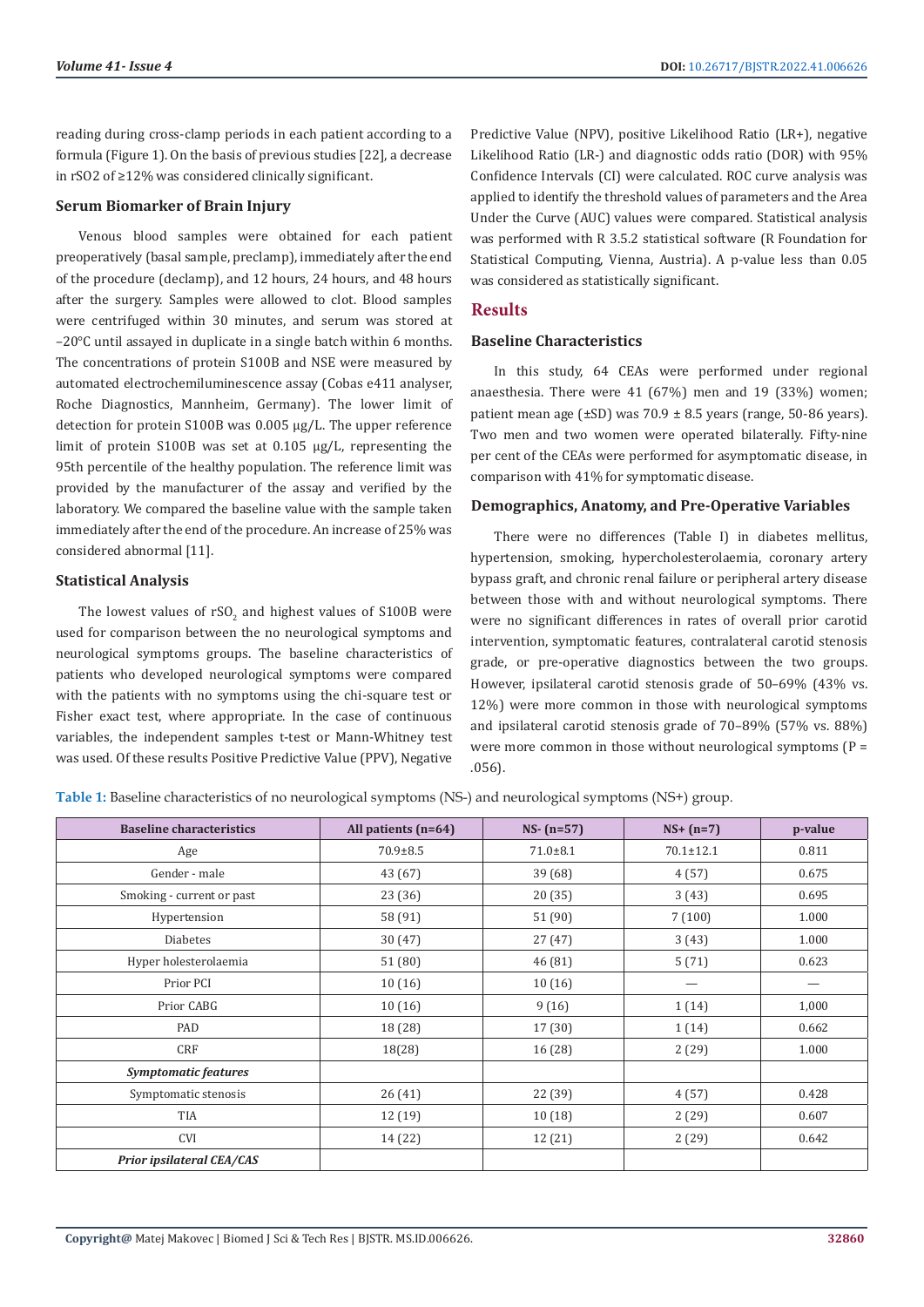reading during cross-clamp periods in each patient according to a formula (Figure 1). On the basis of previous studies [22], a decrease in rSO2 of ≥12% was considered clinically significant.

### Serum Biomarker of Brain Injury

Venous blood samples were obtained for each patient preoperatively (basal sample, preclamp), immediately after the end of the procedure (declamp), and 12 hours, 24 hours, and 48 hours after the surgery. Samples were allowed to clot. Blood samples were centrifuged within 30 minutes, and serum was stored at –20°C until assayed in duplicate in a single batch within 6 months. The concentrations of protein S100B and NSE were measured by automated electrochemiluminescence assay (Cobas e411 analyser, Roche Diagnostics, Mannheim, Germany). The lower limit of detection for protein S100B was 0.005 μg/L. The upper reference limit of protein S100B was set at 0.105 μg/L, representing the 95th percentile of the healthy population. The reference limit was provided by the manufacturer of the assay and verified by the laboratory. We compared the baseline value with the sample taken immediately after the end of the procedure. An increase of 25% was considered abnormal [11].

### Statistical Analysis

The lowest values of $rSO_2$ and highest values of S100B were used for comparison between the no neurological symptoms and neurological symptoms groups. The baseline characteristics of patients who developed neurological symptoms were compared with the patients with no symptoms using the chi-square test or Fisher exact test, where appropriate. In the case of continuous variables, the independent samples t-test or Mann-Whitney test was used. Of these results Positive Predictive Value (PPV), Negative Predictive Value (NPV), positive Likelihood Ratio (LR+), negative Likelihood Ratio (LR-) and diagnostic odds ratio (DOR) with 95% Confidence Intervals (CI) were calculated. ROC curve analysis was applied to identify the threshold values of parameters and the Area Under the Curve (AUC) values were compared. Statistical analysis was performed with R 3.5.2 statistical software (R Foundation for Statistical Computing, Vienna, Austria). A p-value less than 0.05 was considered as statistically significant.

## Results

### Baseline Characteristics

In this study, 64 CEAs were performed under regional anaesthesia. There were 41 (67%) men and 19 (33%) women; patient mean age (±SD) was 70.9 ± 8.5 years (range, 50-86 years). Two men and two women were operated bilaterally. Fifty-nine per cent of the CEAs were performed for asymptomatic disease, in comparison with 41% for symptomatic disease.

### Demographics, Anatomy, and Pre-Operative Variables

There were no differences (Table I) in diabetes mellitus, hypertension, smoking, hypercholesterolaemia, coronary artery bypass graft, and chronic renal failure or peripheral artery disease between those with and without neurological symptoms. There were no significant differences in rates of overall prior carotid intervention, symptomatic features, contralateral carotid stenosis grade, or pre-operative diagnostics between the two groups. However, ipsilateral carotid stenosis grade of 50–69% (43% vs. 12%) were more common in those with neurological symptoms and ipsilateral carotid stenosis grade of 70–89% (57% vs. 88%) were more common in those without neurological symptoms (P = .056).

**Table 1:** Baseline characteristics of no neurological symptoms (NS-) and neurological symptoms (NS+) group.

| Baseline characteristics | All patients (n=64) | NS- (n=57) | NS+ (n=7) | p-value |
|---|---|---|---|---|
| Age | 70.9±8.5 | 71.0±8.1 | 70.1±12.1 | 0.811 |
| Gender - male | 43 (67) | 39 (68) | 4 (57) | 0.675 |
| Smoking - current or past | 23 (36) | 20 (35) | 3 (43) | 0.695 |
| Hypertension | 58 (91) | 51 (90) | 7 (100) | 1.000 |
| Diabetes | 30 (47) | 27 (47) | 3 (43) | 1.000 |
| Hyper holesterolaemia | 51 (80) | 46 (81) | 5 (71) | 0.623 |
| Prior PCI | 10 (16) | 10 (16) | — | — |
| Prior CABG | 10 (16) | 9 (16) | 1 (14) | 1,000 |
| PAD | 18 (28) | 17 (30) | 1 (14) | 0.662 |
| CRF | 18(28) | 16 (28) | 2 (29) | 1.000 |
| ***Symptomatic features*** | | | | |
| Symptomatic stenosis | 26 (41) | 22 (39) | 4 (57) | 0.428 |
| TIA | 12 (19) | 10 (18) | 2 (29) | 0.607 |
| CVI | 14 (22) | 12 (21) | 2 (29) | 0.642 |
| ***Prior ipsilateral CEA/CAS*** | | | | |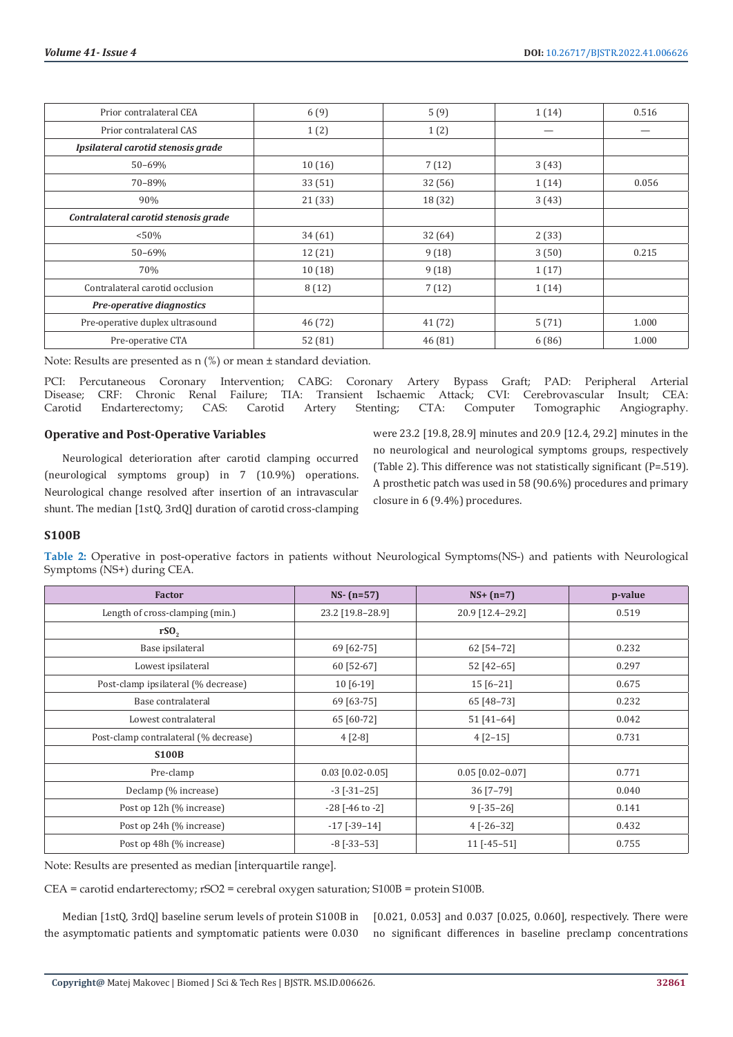| | | | | |
|---|---|---|---|---|
| Prior contralateral CEA | 6 (9) | 5 (9) | 1 (14) | 0.516 |
| Prior contralateral CAS | 1 (2) | 1 (2) | — | — |
| ***Ipsilateral carotid stenosis grade*** | | | | |
| 50–69% | 10 (16) | 7 (12) | 3 (43) | |
| 70–89% | 33 (51) | 32 (56) | 1 (14) | 0.056 |
| 90% | 21 (33) | 18 (32) | 3 (43) | |
| ***Contralateral carotid stenosis grade*** | | | | |
| <50% | 34 (61) | 32 (64) | 2 (33) | |
| 50–69% | 12 (21) | 9 (18) | 3 (50) | 0.215 |
| 70% | 10 (18) | 9 (18) | 1 (17) | |
| Contralateral carotid occlusion | 8 (12) | 7 (12) | 1 (14) | |
| ***Pre-operative diagnostics*** | | | | |
| Pre-operative duplex ultrasound | 46 (72) | 41 (72) | 5 (71) | 1.000 |
| Pre-operative CTA | 52 (81) | 46 (81) | 6 (86) | 1.000 |

Note: Results are presented as n (%) or mean ± standard deviation.

PCI: Percutaneous Coronary Intervention; CABG: Coronary Artery Bypass Graft; PAD: Peripheral Arterial Disease; CRF: Chronic Renal Failure; TIA: Transient Ischaemic Attack; CVI: Cerebrovascular Insult; CEA: Carotid Endarterectomy; CAS: Carotid Artery Stenting; CTA: Computer Tomographic Angiography.

## Operative and Post-Operative Variables

Neurological deterioration after carotid clamping occurred (neurological symptoms group) in 7 (10.9%) operations. Neurological change resolved after insertion of an intravascular shunt. The median [1stQ, 3rdQ] duration of carotid cross-clamping were 23.2 [19.8, 28.9] minutes and 20.9 [12.4, 29.2] minutes in the no neurological and neurological symptoms groups, respectively (Table 2). This difference was not statistically significant (P=.519). A prosthetic patch was used in 58 (90.6%) procedures and primary closure in 6 (9.4%) procedures.

## S100B

**Table 2:** Operative in post-operative factors in patients without Neurological Symptoms(NS-) and patients with Neurological Symptoms (NS+) during CEA.

| Factor | NS- (n=57) | NS+ (n=7) | p-value |
|---|---|---|---|
| Length of cross-clamping (min.) | 23.2 [19.8–28.9] | 20.9 [12.4–29.2] | 0.519 |
| **$rSO_2$** | | | |
| Base ipsilateral | 69 [62-75] | 62 [54–72] | 0.232 |
| Lowest ipsilateral | 60 [52-67] | 52 [42–65] | 0.297 |
| Post-clamp ipsilateral (% decrease) | 10 [6-19] | 15 [6–21] | 0.675 |
| Base contralateral | 69 [63-75] | 65 [48–73] | 0.232 |
| Lowest contralateral | 65 [60-72] | 51 [41–64] | 0.042 |
| Post-clamp contralateral (% decrease) | 4 [2-8] | 4 [2–15] | 0.731 |
| **S100B** | | | |
| Pre-clamp | 0.03 [0.02-0.05] | 0.05 [0.02–0.07] | 0.771 |
| Declamp (% increase) | -3 [-31–25] | 36 [7–79] | 0.040 |
| Post op 12h (% increase) | -28 [-46 to -2] | 9 [-35–26] | 0.141 |
| Post op 24h (% increase) | -17 [-39–14] | 4 [-26–32] | 0.432 |
| Post op 48h (% increase) | -8 [-33–53] | 11 [-45–51] | 0.755 |

Note: Results are presented as median [interquartile range].

CEA = carotid endarterectomy; rSO2 = cerebral oxygen saturation; S100B = protein S100B.

Median [1stQ, 3rdQ] baseline serum levels of protein S100B in the asymptomatic patients and symptomatic patients were 0.030 [0.021, 0.053] and 0.037 [0.025, 0.060], respectively. There were no significant differences in baseline preclamp concentrations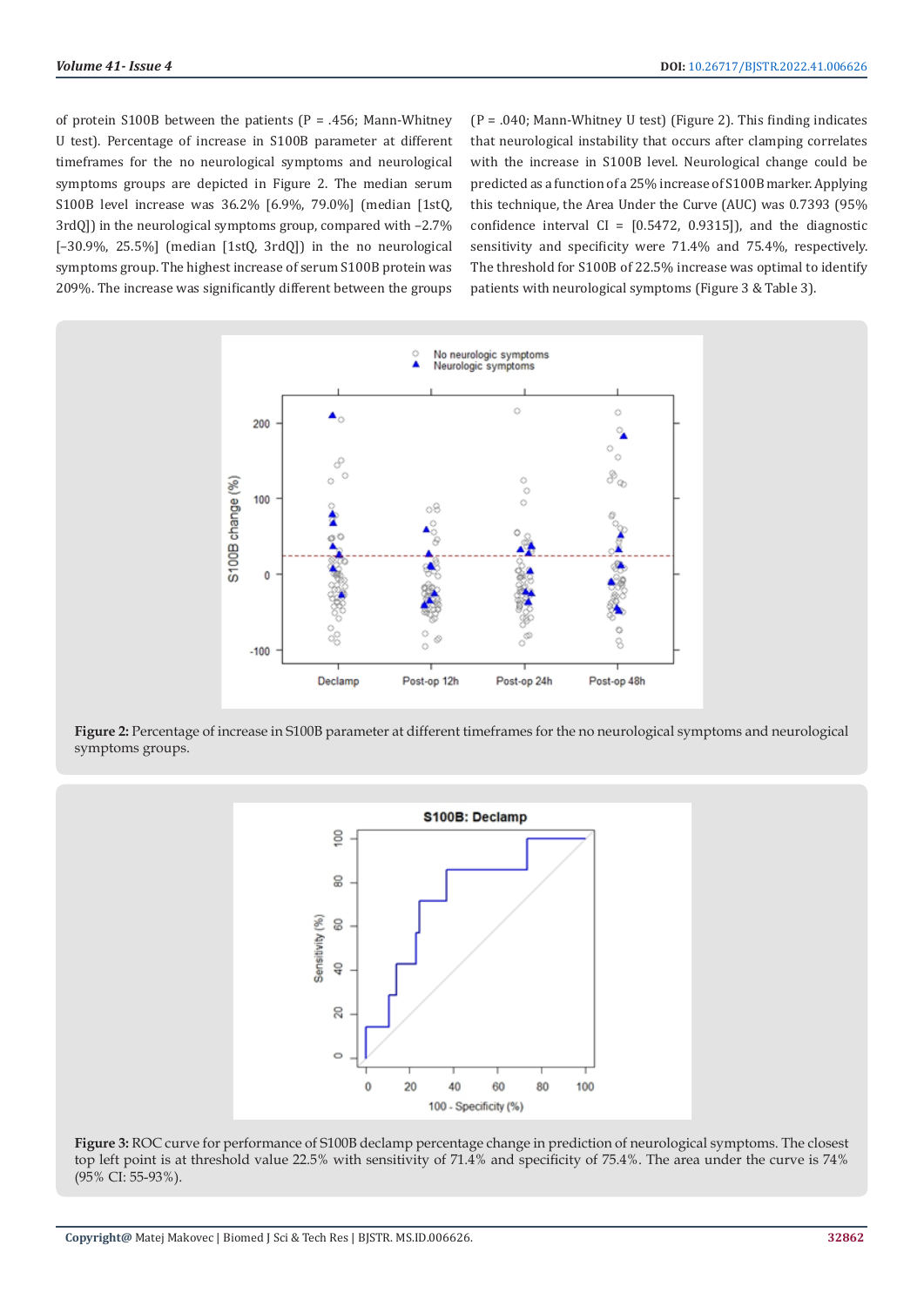of protein S100B between the patients (P = .456; Mann-Whitney U test). Percentage of increase in S100B parameter at different timeframes for the no neurological symptoms and neurological symptoms groups are depicted in Figure 2. The median serum S100B level increase was 36.2% [6.9%, 79.0%] (median [1stQ, 3rdQ]) in the neurological symptoms group, compared with −2.7% [−30.9%, 25.5%] (median [1stQ, 3rdQ]) in the no neurological symptoms group. The highest increase of serum S100B protein was 209%. The increase was significantly different between the groups (P = .040; Mann-Whitney U test) (Figure 2). This finding indicates that neurological instability that occurs after clamping correlates with the increase in S100B level. Neurological change could be predicted as a function of a 25% increase of S100B marker. Applying this technique, the Area Under the Curve (AUC) was 0.7393 (95% confidence interval CI = [0.5472, 0.9315]), and the diagnostic sensitivity and specificity were 71.4% and 75.4%, respectively. The threshold for S100B of 22.5% increase was optimal to identify patients with neurological symptoms (Figure 3 & Table 3).

No neurologic symptoms
Neurologic symptoms
S100B change (%)
200
100
0
-100
Declamp
Post-op 12h
Post-op 24h
Post-op 48h

**Figure 2:** Percentage of increase in S100B parameter at different timeframes for the no neurological symptoms and neurological symptoms groups.

S100B: Declamp
Sensitivity (%)
0
20
40
60
80
100
100 - Specificity (%)
0
20
40
60
80
100

**Figure 3:** ROC curve for performance of S100B declamp percentage change in prediction of neurological symptoms. The closest top left point is at threshold value 22.5% with sensitivity of 71.4% and specificity of 75.4%. The area under the curve is 74% (95% CI: 55-93%).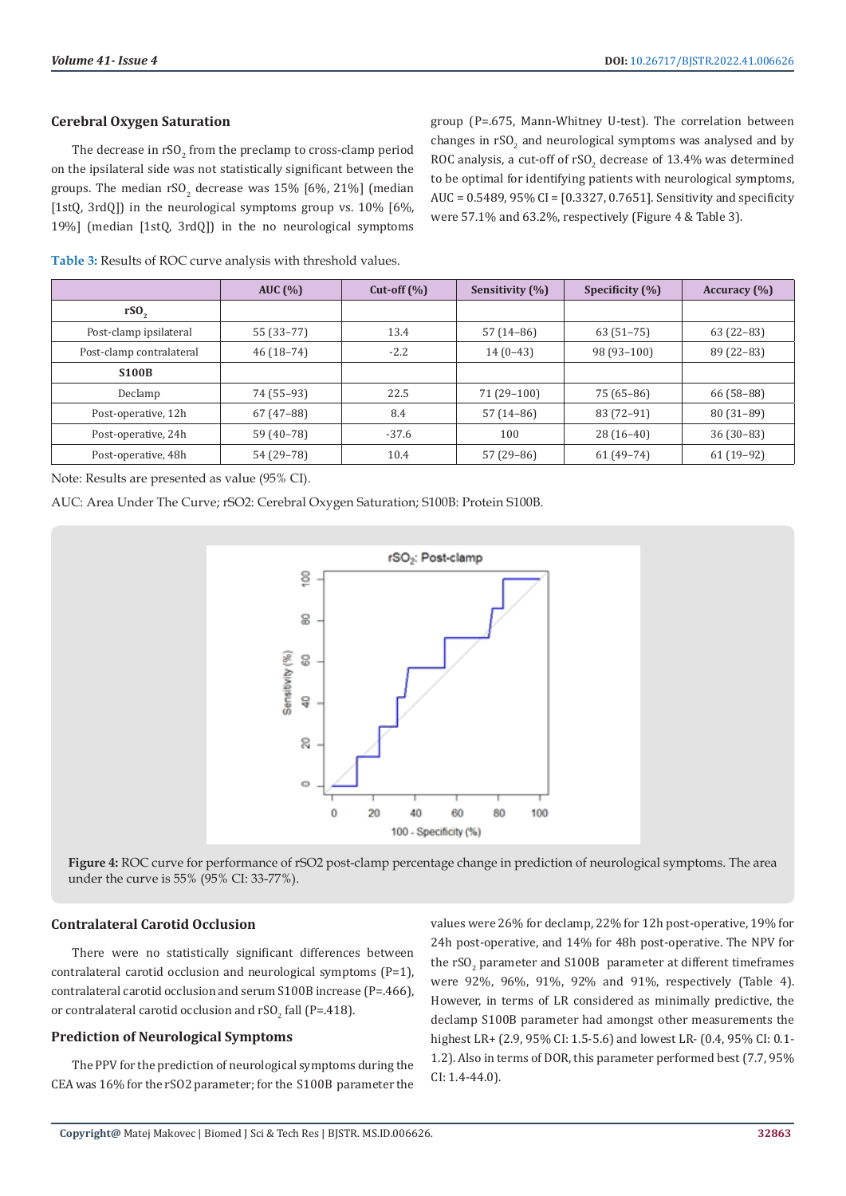## Cerebral Oxygen Saturation

The decrease in $rSO_2$ from the preclamp to cross-clamp period on the ipsilateral side was not statistically significant between the groups. The median $rSO_2$ decrease was 15% [6%, 21%] (median [1stQ, 3rdQ]) in the neurological symptoms group vs. 10% [6%, 19%] (median [1stQ, 3rdQ]) in the no neurological symptoms group (P=.675, Mann-Whitney U-test). The correlation between changes in $rSO_2$ and neurological symptoms was analysed and by ROC analysis, a cut-off of $rSO_2$ decrease of 13.4% was determined to be optimal for identifying patients with neurological symptoms, AUC = 0.5489, 95% CI = [0.3327, 0.7651]. Sensitivity and specificity were 57.1% and 63.2%, respectively (Figure 4 & Table 3).

**Table 3:** Results of ROC curve analysis with threshold values.

| | AUC (%) | Cut-off (%) | Sensitivity (%) | Specificity (%) | Accuracy (%) |
|---|---|---|---|---|---|
| **$rSO_2$** | | | | | |
| Post-clamp ipsilateral | 55 (33–77) | 13.4 | 57 (14–86) | 63 (51–75) | 63 (22–83) |
| Post-clamp contralateral | 46 (18–74) | -2.2 | 14 (0–43) | 98 (93–100) | 89 (22–83) |
| **S100B** | | | | | |
| Declamp | 74 (55–93) | 22.5 | 71 (29–100) | 75 (65–86) | 66 (58–88) |
| Post-operative, 12h | 67 (47–88) | 8.4 | 57 (14–86) | 83 (72–91) | 80 (31–89) |
| Post-operative, 24h | 59 (40–78) | -37.6 | 100 | 28 (16–40) | 36 (30–83) |
| Post-operative, 48h | 54 (29–78) | 10.4 | 57 (29–86) | 61 (49–74) | 61 (19–92) |

Note: Results are presented as value (95% CI).

AUC: Area Under The Curve; rSO2: Cerebral Oxygen Saturation; S100B: Protein S100B.

$rSO_2$: Post-clamp

Sensitivity (%)

0
20
40
60
80
100

100 - Specificity (%)

**Figure 4:** ROC curve for performance of rSO2 post-clamp percentage change in prediction of neurological symptoms. The area under the curve is 55% (95% CI: 33-77%).

## Contralateral Carotid Occlusion

There were no statistically significant differences between contralateral carotid occlusion and neurological symptoms (P=1), contralateral carotid occlusion and serum S100B increase (P=.466), or contralateral carotid occlusion and $rSO_2$ fall (P=.418).

## Prediction of Neurological Symptoms

The PPV for the prediction of neurological symptoms during the CEA was 16% for the rSO2 parameter; for the S100B parameter the values were 26% for declamp, 22% for 12h post-operative, 19% for 24h post-operative, and 14% for 48h post-operative. The NPV for the $rSO_2$ parameter and S100B parameter at different timeframes were 92%, 96%, 91%, 92% and 91%, respectively (Table 4). However, in terms of LR considered as minimally predictive, the declamp S100B parameter had amongst other measurements the highest LR+ (2.9, 95% CI: 1.5-5.6) and lowest LR- (0.4, 95% CI: 0.1-1.2). Also in terms of DOR, this parameter performed best (7.7, 95% CI: 1.4-44.0).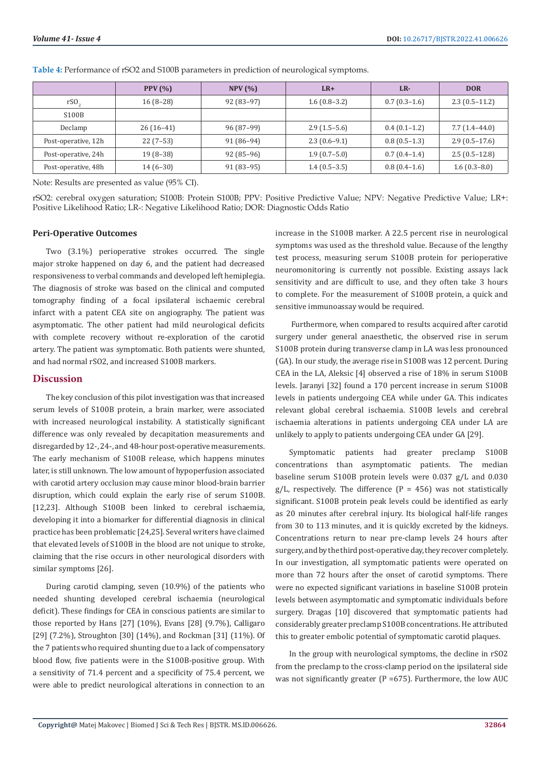**Table 4:** Performance of rSO2 and S100B parameters in prediction of neurological symptoms.

| | PPV (%) | NPV (%) | LR+ | LR- | DOR |
|---|---|---|---|---|---|
| $rSO_2$ | 16 (8–28) | 92 (83–97) | 1.6 (0.8–3.2) | 0.7 (0.3–1.6) | 2.3 (0.5–11.2) |
| S100B | | | | | |
| Declamp | 26 (16–41) | 96 (87–99) | 2.9 (1.5–5.6) | 0.4 (0.1–1.2) | 7.7 (1.4–44.0) |
| Post-operative, 12h | 22 (7–53) | 91 (86–94) | 2.3 (0.6–9.1) | 0.8 (0.5–1.3) | 2.9 (0.5–17.6) |
| Post-operative, 24h | 19 (8–38) | 92 (85–96) | 1.9 (0.7–5.0) | 0.7 (0.4–1.4) | 2.5 (0.5–12.8) |
| Post-operative, 48h | 14 (6–30) | 91 (83–95) | 1.4 (0.5–3.5) | 0.8 (0.4–1.6) | 1.6 (0.3–8.0) |

Note: Results are presented as value (95% CI).

rSO2: cerebral oxygen saturation; S100B: Protein S100B; PPV: Positive Predictive Value; NPV: Negative Predictive Value; LR+: Positive Likelihood Ratio; LR-: Negative Likelihood Ratio; DOR: Diagnostic Odds Ratio

### Peri-Operative Outcomes

Two (3.1%) perioperative strokes occurred. The single major stroke happened on day 6, and the patient had decreased responsiveness to verbal commands and developed left hemiplegia. The diagnosis of stroke was based on the clinical and computed tomography finding of a focal ipsilateral ischaemic cerebral infarct with a patent CEA site on angiography. The patient was asymptomatic. The other patient had mild neurological deficits with complete recovery without re-exploration of the carotid artery. The patient was symptomatic. Both patients were shunted, and had normal rSO2, and increased S100B markers.

## Discussion

The key conclusion of this pilot investigation was that increased serum levels of S100B protein, a brain marker, were associated with increased neurological instability. A statistically significant difference was only revealed by decapitation measurements and disregarded by 12-, 24-, and 48-hour post-operative measurements. The early mechanism of S100B release, which happens minutes later, is still unknown. The low amount of hypoperfusion associated with carotid artery occlusion may cause minor blood-brain barrier disruption, which could explain the early rise of serum S100B. [12,23]. Although S100B been linked to cerebral ischaemia, developing it into a biomarker for differential diagnosis in clinical practice has been problematic [24,25]. Several writers have claimed that elevated levels of S100B in the blood are not unique to stroke, claiming that the rise occurs in other neurological disorders with similar symptoms [26].

During carotid clamping, seven (10.9%) of the patients who needed shunting developed cerebral ischaemia (neurological deficit). These findings for CEA in conscious patients are similar to those reported by Hans [27] (10%), Evans [28] (9.7%), Calligaro [29] (7.2%), Stroughton [30] (14%), and Rockman [31] (11%). Of the 7 patients who required shunting due to a lack of compensatory blood flow, five patients were in the S100B-positive group. With a sensitivity of 71.4 percent and a specificity of 75.4 percent, we were able to predict neurological alterations in connection to an increase in the S100B marker. A 22.5 percent rise in neurological symptoms was used as the threshold value. Because of the lengthy test process, measuring serum S100B protein for perioperative neuromonitoring is currently not possible. Existing assays lack sensitivity and are difficult to use, and they often take 3 hours to complete. For the measurement of S100B protein, a quick and sensitive immunoassay would be required.

Furthermore, when compared to results acquired after carotid surgery under general anaesthetic, the observed rise in serum S100B protein during transverse clamp in LA was less pronounced (GA). In our study, the average rise in S100B was 12 percent. During CEA in the LA, Aleksic [4] observed a rise of 18% in serum S100B levels. Jaranyi [32] found a 170 percent increase in serum S100B levels in patients undergoing CEA while under GA. This indicates relevant global cerebral ischaemia. S100B levels and cerebral ischaemia alterations in patients undergoing CEA under LA are unlikely to apply to patients undergoing CEA under GA [29].

Symptomatic patients had greater preclamp S100B concentrations than asymptomatic patients. The median baseline serum S100B protein levels were 0.037 g/L and 0.030 g/L, respectively. The difference (P = 456) was not statistically significant. S100B protein peak levels could be identified as early as 20 minutes after cerebral injury. Its biological half-life ranges from 30 to 113 minutes, and it is quickly excreted by the kidneys. Concentrations return to near pre-clamp levels 24 hours after surgery, and by the third post-operative day, they recover completely. In our investigation, all symptomatic patients were operated on more than 72 hours after the onset of carotid symptoms. There were no expected significant variations in baseline S100B protein levels between asymptomatic and symptomatic individuals before surgery. Dragas [10] discovered that symptomatic patients had considerably greater preclamp S100B concentrations. He attributed this to greater embolic potential of symptomatic carotid plaques.

In the group with neurological symptoms, the decline in rSO2 from the preclamp to the cross-clamp period on the ipsilateral side was not significantly greater (P =675). Furthermore, the low AUC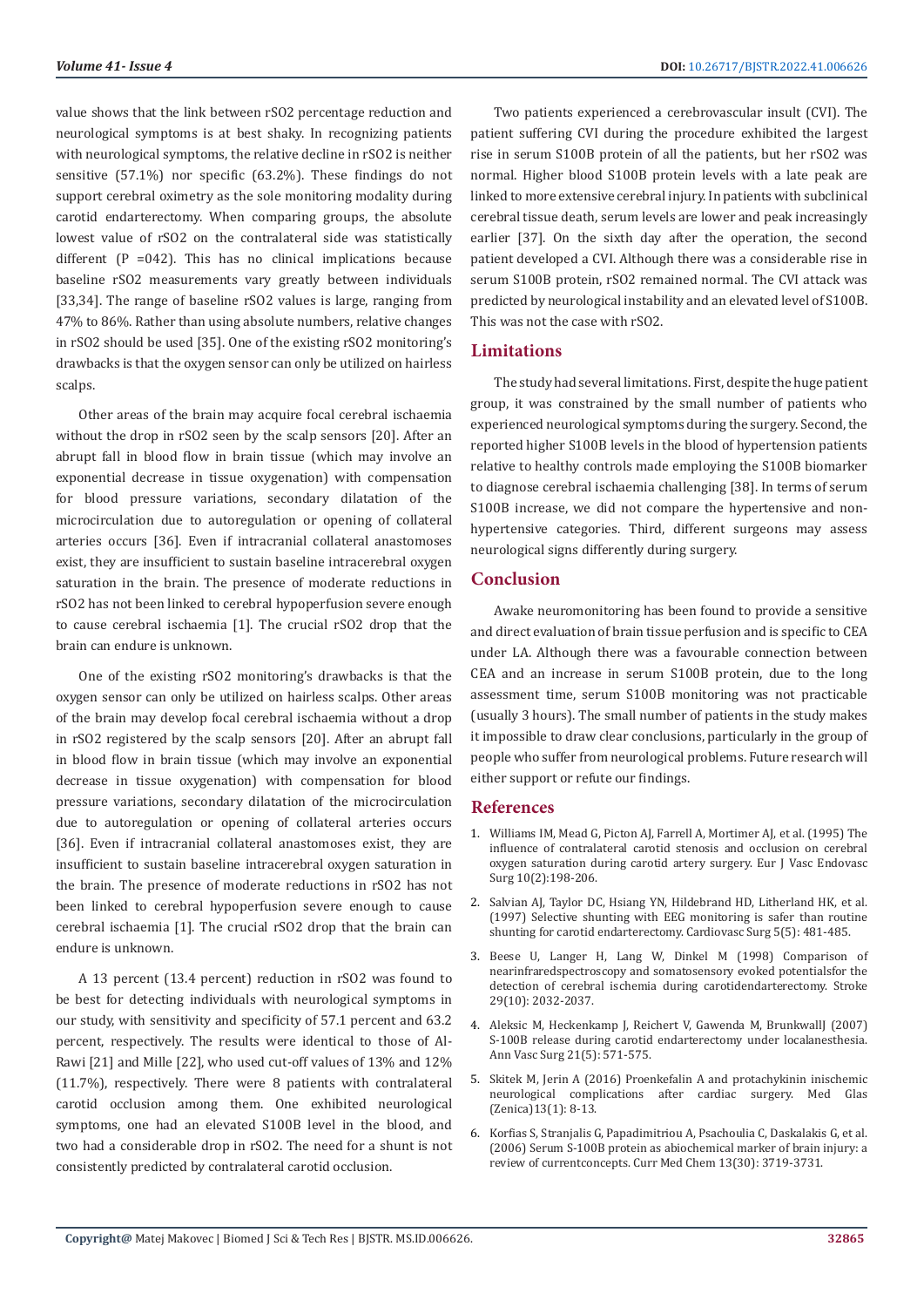value shows that the link between rSO2 percentage reduction and neurological symptoms is at best shaky. In recognizing patients with neurological symptoms, the relative decline in rSO2 is neither sensitive (57.1%) nor specific (63.2%). These findings do not support cerebral oximetry as the sole monitoring modality during carotid endarterectomy. When comparing groups, the absolute lowest value of rSO2 on the contralateral side was statistically different (P =042). This has no clinical implications because baseline rSO2 measurements vary greatly between individuals [33,34]. The range of baseline rSO2 values is large, ranging from 47% to 86%. Rather than using absolute numbers, relative changes in rSO2 should be used [35]. One of the existing rSO2 monitoring's drawbacks is that the oxygen sensor can only be utilized on hairless scalps.

Other areas of the brain may acquire focal cerebral ischaemia without the drop in rSO2 seen by the scalp sensors [20]. After an abrupt fall in blood flow in brain tissue (which may involve an exponential decrease in tissue oxygenation) with compensation for blood pressure variations, secondary dilatation of the microcirculation due to autoregulation or opening of collateral arteries occurs [36]. Even if intracranial collateral anastomoses exist, they are insufficient to sustain baseline intracerebral oxygen saturation in the brain. The presence of moderate reductions in rSO2 has not been linked to cerebral hypoperfusion severe enough to cause cerebral ischaemia [1]. The crucial rSO2 drop that the brain can endure is unknown.

One of the existing rSO2 monitoring's drawbacks is that the oxygen sensor can only be utilized on hairless scalps. Other areas of the brain may develop focal cerebral ischaemia without a drop in rSO2 registered by the scalp sensors [20]. After an abrupt fall in blood flow in brain tissue (which may involve an exponential decrease in tissue oxygenation) with compensation for blood pressure variations, secondary dilatation of the microcirculation due to autoregulation or opening of collateral arteries occurs [36]. Even if intracranial collateral anastomoses exist, they are insufficient to sustain baseline intracerebral oxygen saturation in the brain. The presence of moderate reductions in rSO2 has not been linked to cerebral hypoperfusion severe enough to cause cerebral ischaemia [1]. The crucial rSO2 drop that the brain can endure is unknown.

A 13 percent (13.4 percent) reduction in rSO2 was found to be best for detecting individuals with neurological symptoms in our study, with sensitivity and specificity of 57.1 percent and 63.2 percent, respectively. The results were identical to those of Al-Rawi [21] and Mille [22], who used cut-off values of 13% and 12% (11.7%), respectively. There were 8 patients with contralateral carotid occlusion among them. One exhibited neurological symptoms, one had an elevated S100B level in the blood, and two had a considerable drop in rSO2. The need for a shunt is not consistently predicted by contralateral carotid occlusion.

Two patients experienced a cerebrovascular insult (CVI). The patient suffering CVI during the procedure exhibited the largest rise in serum S100B protein of all the patients, but her rSO2 was normal. Higher blood S100B protein levels with a late peak are linked to more extensive cerebral injury. In patients with subclinical cerebral tissue death, serum levels are lower and peak increasingly earlier [37]. On the sixth day after the operation, the second patient developed a CVI. Although there was a considerable rise in serum S100B protein, rSO2 remained normal. The CVI attack was predicted by neurological instability and an elevated level of S100B. This was not the case with rSO2.

## Limitations

The study had several limitations. First, despite the huge patient group, it was constrained by the small number of patients who experienced neurological symptoms during the surgery. Second, the reported higher S100B levels in the blood of hypertension patients relative to healthy controls made employing the S100B biomarker to diagnose cerebral ischaemia challenging [38]. In terms of serum S100B increase, we did not compare the hypertensive and non-hypertensive categories. Third, different surgeons may assess neurological signs differently during surgery.

## Conclusion

Awake neuromonitoring has been found to provide a sensitive and direct evaluation of brain tissue perfusion and is specific to CEA under LA. Although there was a favourable connection between CEA and an increase in serum S100B protein, due to the long assessment time, serum S100B monitoring was not practicable (usually 3 hours). The small number of patients in the study makes it impossible to draw clear conclusions, particularly in the group of people who suffer from neurological problems. Future research will either support or refute our findings.

## References

1. Williams IM, Mead G, Picton AJ, Farrell A, Mortimer AJ, et al. (1995) The influence of contralateral carotid stenosis and occlusion on cerebral oxygen saturation during carotid artery surgery. Eur J Vasc Endovasc Surg 10(2):198-206.
2. Salvian AJ, Taylor DC, Hsiang YN, Hildebrand HD, Litherland HK, et al. (1997) Selective shunting with EEG monitoring is safer than routine shunting for carotid endarterectomy. Cardiovasc Surg 5(5): 481-485.
3. Beese U, Langer H, Lang W, Dinkel M (1998) Comparison of nearinfraredspectroscopy and somatosensory evoked potentialsfor the detection of cerebral ischemia during carotidendarterectomy. Stroke 29(10): 2032-2037.
4. Aleksic M, Heckenkamp J, Reichert V, Gawenda M, BrunkwallJ (2007) S-100B release during carotid endarterectomy under localanesthesia. Ann Vasc Surg 21(5): 571-575.
5. Skitek M, Jerin A (2016) Proenkefalin A and protachykinin inischemic neurological complications after cardiac surgery. Med Glas (Zenica)13(1): 8-13.
6. Korfias S, Stranjalis G, Papadimitriou A, Psachoulia C, Daskalakis G, et al. (2006) Serum S-100B protein as abiochemical marker of brain injury: a review of currentconcepts. Curr Med Chem 13(30): 3719-3731.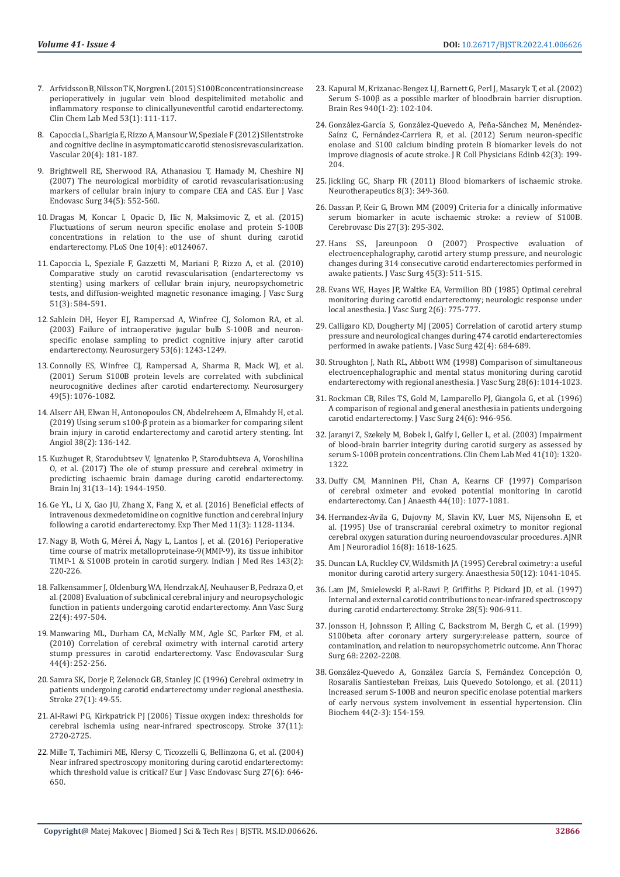7. Arfvidsson B, Nilsson TK, Norgren L (2015) S100Bconcentrationsincrease perioperatively in jugular vein blood despitelimited metabolic and inflammatory response to clinicallyuneventful carotid endarterectomy. Clin Chem Lab Med 53(1): 111-117.

8. Capoccia L, Sbarigia E, Rizzo A, Mansour W, Speziale F (2012) Silentstroke and cognitive decline in asymptomatic carotid stenosisrevascularization. Vascular 20(4): 181-187.

9. Brightwell RE, Sherwood RA, Athanasiou T, Hamady M, Cheshire NJ (2007) The neurological morbidity of carotid revascularisation:using markers of cellular brain injury to compare CEA and CAS. Eur J Vasc Endovasc Surg 34(5): 552-560.

10. Dragas M, Koncar I, Opacic D, Ilic N, Maksimovic Z, et al. (2015) Fluctuations of serum neuron specific enolase and protein S-100B concentrations in relation to the use of shunt during carotid endarterectomy. PLoS One 10(4): e0124067.

11. Capoccia L, Speziale F, Gazzetti M, Mariani P, Rizzo A, et al. (2010) Comparative study on carotid revascularisation (endarterectomy vs stenting) using markers of cellular brain injury, neuropsychometric tests, and diffusion-weighted magnetic resonance imaging. J Vasc Surg 51(3): 584-591.

12. Sahlein DH, Heyer EJ, Rampersad A, Winfree CJ, Solomon RA, et al. (2003) Failure of intraoperative jugular bulb S-100B and neuron-specific enolase sampling to predict cognitive injury after carotid endarterectomy. Neurosurgery 53(6): 1243-1249.

13. Connolly ES, Winfree CJ, Rampersad A, Sharma R, Mack WJ, et al. (2001) Serum S100B protein levels are correlated with subclinical neurocognitive declines after carotid endarterectomy. Neurosurgery 49(5): 1076-1082.

14. Alserr AH, Elwan H, Antonopoulos CN, Abdelreheem A, Elmahdy H, et al. (2019) Using serum s100-β protein as a biomarker for comparing silent brain injury in carotid endarterectomy and carotid artery stenting. Int Angiol 38(2): 136-142.

15. Kuzhuget R, Starodubtsev V, Ignatenko P, Starodubtseva A, Voroshilina O, et al. (2017) The ole of stump pressure and cerebral oximetry in predicting ischaemic brain damage during carotid endarterectomy. Brain Inj 31(13–14): 1944-1950.

16. Ge YL, Li X, Gao JU, Zhang X, Fang X, et al. (2016) Beneficial effects of intravenous dexmedetomidine on cognitive function and cerebral injury following a carotid endarterectomy. Exp Ther Med 11(3): 1128-1134.

17. Nagy B, Woth G, Mérei Á, Nagy L, Lantos J, et al. (2016) Perioperative time course of matrix metalloproteinase-9(MMP-9), its tissue inhibitor TIMP-1 & S100B protein in carotid surgery. Indian J Med Res 143(2): 220-226.

18. Falkensammer J, Oldenburg WA, Hendrzak AJ, Neuhauser B, Pedraza O, et al. (2008) Evaluation of subclinical cerebral injury and neuropsychologic function in patients undergoing carotid endarterectomy. Ann Vasc Surg 22(4): 497-504.

19. Manwaring ML, Durham CA, McNally MM, Agle SC, Parker FM, et al. (2010) Correlation of cerebral oximetry with internal carotid artery stump pressures in carotid endarterectomy. Vasc Endovascular Surg 44(4): 252-256.

20. Samra SK, Dorje P, Zelenock GB, Stanley JC (1996) Cerebral oximetry in patients undergoing carotid endarterectomy under regional anesthesia. Stroke 27(1): 49-55.

21. Al-Rawi PG, Kirkpatrick PJ (2006) Tissue oxygen index: thresholds for cerebral ischemia using near-infrared spectroscopy. Stroke 37(11): 2720-2725.

22. Mille T, Tachimiri ME, Klersy C, Ticozzelli G, Bellinzona G, et al. (2004) Near infrared spectroscopy monitoring during carotid endarterectomy: which threshold value is critical? Eur J Vasc Endovasc Surg 27(6): 646-650.

23. Kapural M, Krizanac-Bengez LJ, Barnett G, Perl J, Masaryk T, et al. (2002) Serum S-100β as a possible marker of bloodbrain barrier disruption. Brain Res 940(1-2): 102-104.

24. González-García S, González-Quevedo A, Peña-Sánchez M, Menéndez-Saínz C, Fernández-Carriera R, et al. (2012) Serum neuron-specific enolase and S100 calcium binding protein B biomarker levels do not improve diagnosis of acute stroke. J R Coll Physicians Edinb 42(3): 199-204.

25. Jickling GC, Sharp FR (2011) Blood biomarkers of ischaemic stroke. Neurotherapeutics 8(3): 349-360.

26. Dassan P, Keir G, Brown MM (2009) Criteria for a clinically informative serum biomarker in acute ischaemic stroke: a review of S100B. Cerebrovasc Dis 27(3): 295-302.

27. Hans SS, Jareunpoon O (2007) Prospective evaluation of electroencephalography, carotid artery stump pressure, and neurologic changes during 314 consecutive carotid endarterectomies performed in awake patients. J Vasc Surg 45(3): 511-515.

28. Evans WE, Hayes JP, Waltke EA, Vermilion BD (1985) Optimal cerebral monitoring during carotid endarterectomy; neurologic response under local anesthesia. J Vasc Surg 2(6): 775-777.

29. Calligaro KD, Dougherty MJ (2005) Correlation of carotid artery stump pressure and neurological changes during 474 carotid endarterectomies performed in awake patients. J Vasc Surg 42(4): 684-689.

30. Stroughton J, Nath RL, Abbott WM (1998) Comparison of simultaneous electroencephalographic and mental status monitoring during carotid endarterectomy with regional anesthesia. J Vasc Surg 28(6): 1014-1023.

31. Rockman CB, Riles TS, Gold M, Lamparello PJ, Giangola G, et al. (1996) A comparison of regional and general anesthesia in patients undergoing carotid endarterectomy. J Vasc Surg 24(6): 946-956.

32. Jaranyi Z, Szekely M, Bobek I, Galfy I, Geller L, et al. (2003) Impairment of blood-brain barrier integrity during carotid surgery as assessed by serum S-100B protein concentrations. Clin Chem Lab Med 41(10): 1320-1322.

33. Duffy CM, Manninen PH, Chan A, Kearns CF (1997) Comparison of cerebral oximeter and evoked potential monitoring in carotid endarterectomy. Can J Anaesth 44(10): 1077-1081.

34. Hernandez-Avila G, Dujovny M, Slavin KV, Luer MS, Nijensohn E, et al. (1995) Use of transcranial cerebral oximetry to monitor regional cerebral oxygen saturation during neuroendovascular procedures. AJNR Am J Neuroradiol 16(8): 1618-1625.

35. Duncan LA, Ruckley CV, Wildsmith JA (1995) Cerebral oximetry: a useful monitor during carotid artery surgery. Anaesthesia 50(12): 1041-1045.

36. Lam JM, Smielewski P, al-Rawi P, Griffiths P, Pickard JD, et al. (1997) Internal and external carotid contributions to near-infrared spectroscopy during carotid endarterectomy. Stroke 28(5): 906-911.

37. Jonsson H, Johnsson P, Alling C, Backstrom M, Bergh C, et al. (1999) S100beta after coronary artery surgery:release pattern, source of contamination, and relation to neuropsychometric outcome. Ann Thorac Surg 68: 2202-2208.

38. González-Quevedo A, González García S, Fernández Concepción O, Rosaralis Santiesteban Freixas, Luis Quevedo Sotolongo, et al. (2011) Increased serum S100B and neuron specific enolase potential markers of early nervous system involvement in essential hypertension. Clin Biochem 44(2-3): 154-159.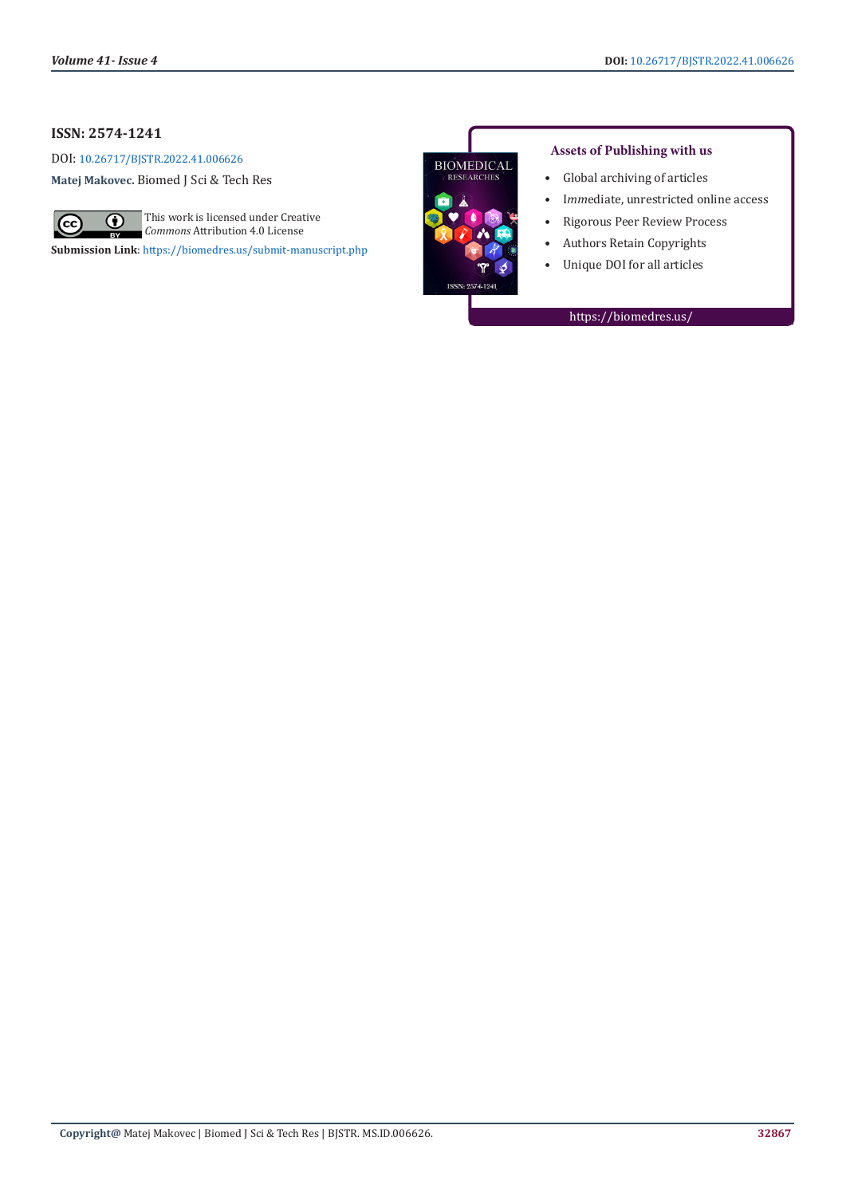**ISSN: 2574-1241**

DOI: 10.26717/BJSTR.2022.41.006626

**Matej Makovec.** Biomed J Sci & Tech Res

This work is licensed under Creative *Commons* Attribution 4.0 License

**Submission Link**: https://biomedres.us/submit-manuscript.php

**Assets of Publishing with us**

- Global archiving of articles
- Immediate, unrestricted online access
- Rigorous Peer Review Process
- Authors Retain Copyrights
- Unique DOI for all articles

https://biomedres.us/